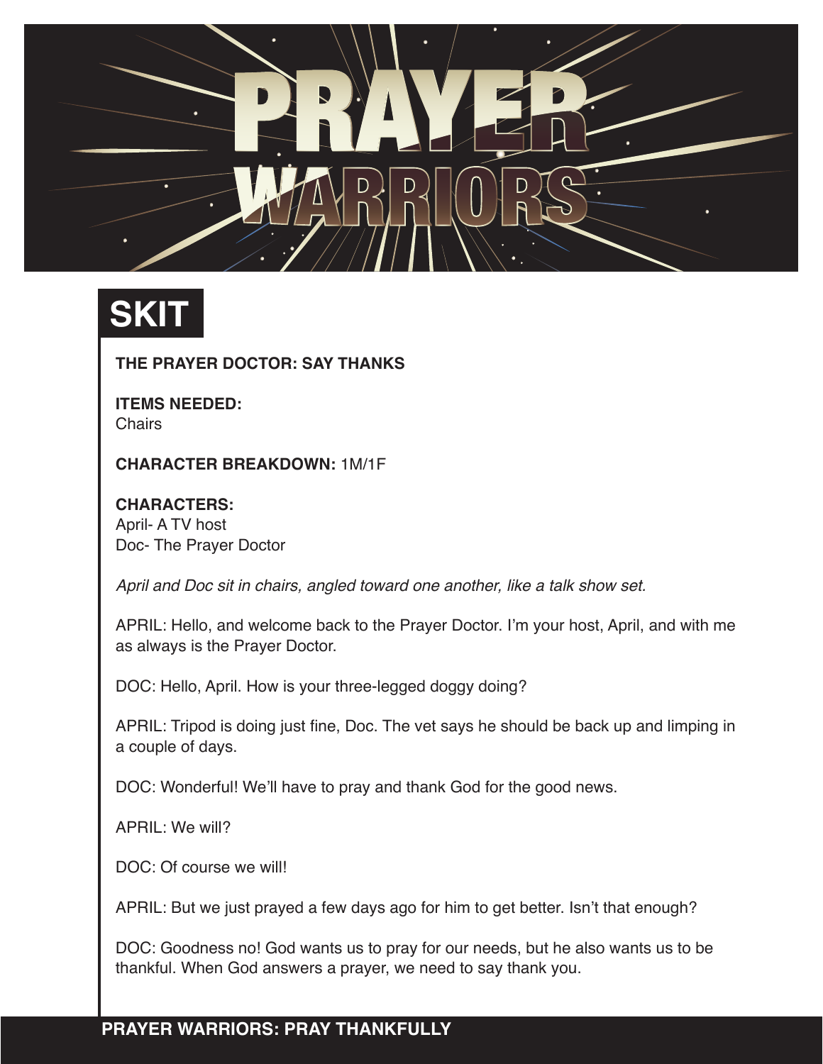# PRAYER WARRIORS

## SKIT

**THE PRAYER DOCTOR: SAY THANKS**

**ITEMS NEEDED:**
Chairs

**CHARACTER BREAKDOWN:** 1M/1F

**CHARACTERS:**
April- A TV host
Doc- The Prayer Doctor

*April and Doc sit in chairs, angled toward one another, like a talk show set.*

APRIL: Hello, and welcome back to the Prayer Doctor. I'm your host, April, and with me as always is the Prayer Doctor.

DOC: Hello, April. How is your three-legged doggy doing?

APRIL: Tripod is doing just fine, Doc. The vet says he should be back up and limping in a couple of days.

DOC: Wonderful! We'll have to pray and thank God for the good news.

APRIL: We will?

DOC: Of course we will!

APRIL: But we just prayed a few days ago for him to get better. Isn't that enough?

DOC: Goodness no! God wants us to pray for our needs, but he also wants us to be thankful. When God answers a prayer, we need to say thank you.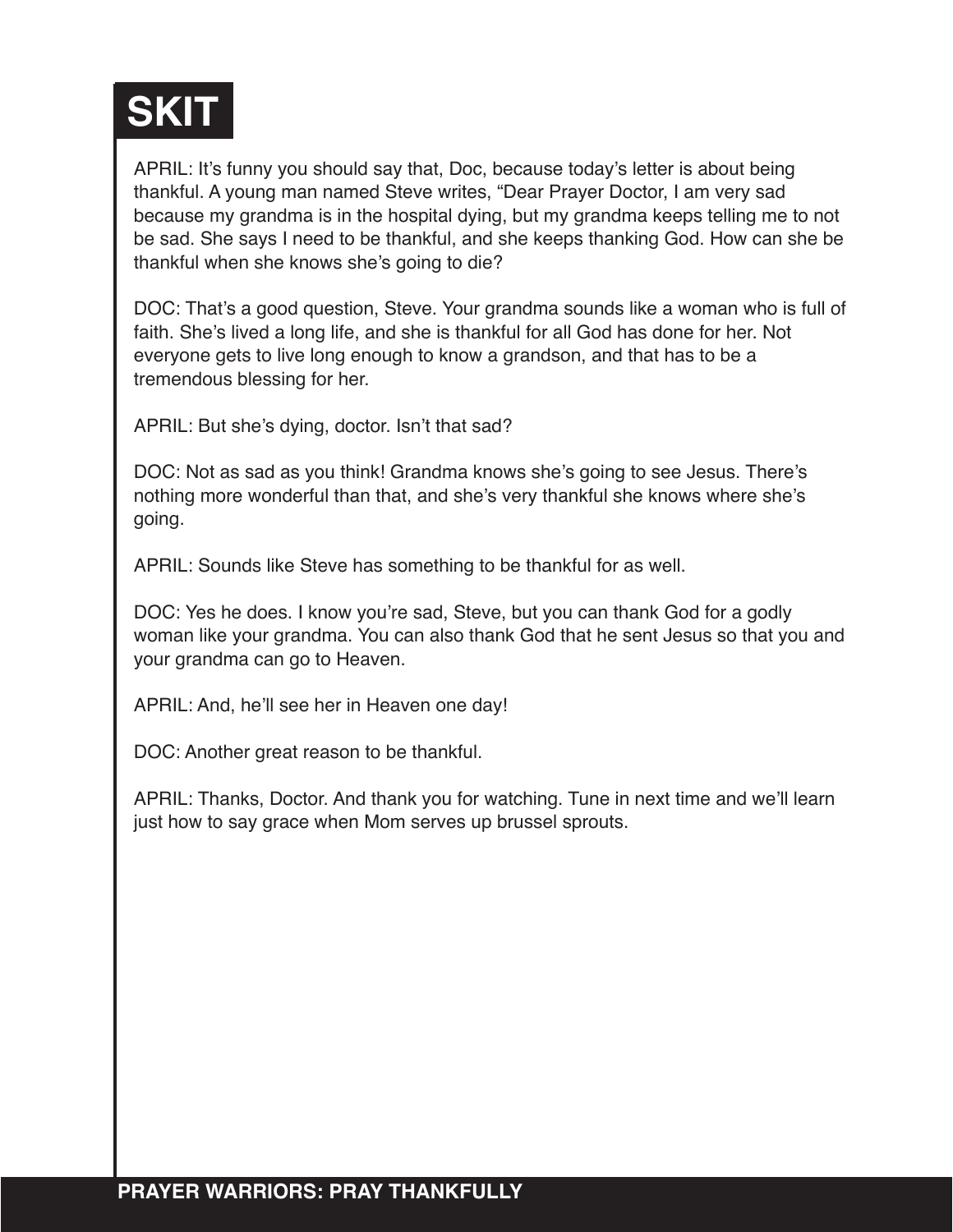# SKIT

APRIL: It's funny you should say that, Doc, because today's letter is about being thankful. A young man named Steve writes, "Dear Prayer Doctor, I am very sad because my grandma is in the hospital dying, but my grandma keeps telling me to not be sad. She says I need to be thankful, and she keeps thanking God. How can she be thankful when she knows she's going to die?

DOC: That's a good question, Steve. Your grandma sounds like a woman who is full of faith. She's lived a long life, and she is thankful for all God has done for her. Not everyone gets to live long enough to know a grandson, and that has to be a tremendous blessing for her.

APRIL: But she's dying, doctor. Isn't that sad?

DOC: Not as sad as you think! Grandma knows she's going to see Jesus. There's nothing more wonderful than that, and she's very thankful she knows where she's going.

APRIL: Sounds like Steve has something to be thankful for as well.

DOC: Yes he does. I know you're sad, Steve, but you can thank God for a godly woman like your grandma. You can also thank God that he sent Jesus so that you and your grandma can go to Heaven.

APRIL: And, he'll see her in Heaven one day!

DOC: Another great reason to be thankful.

APRIL: Thanks, Doctor. And thank you for watching. Tune in next time and we'll learn just how to say grace when Mom serves up brussel sprouts.